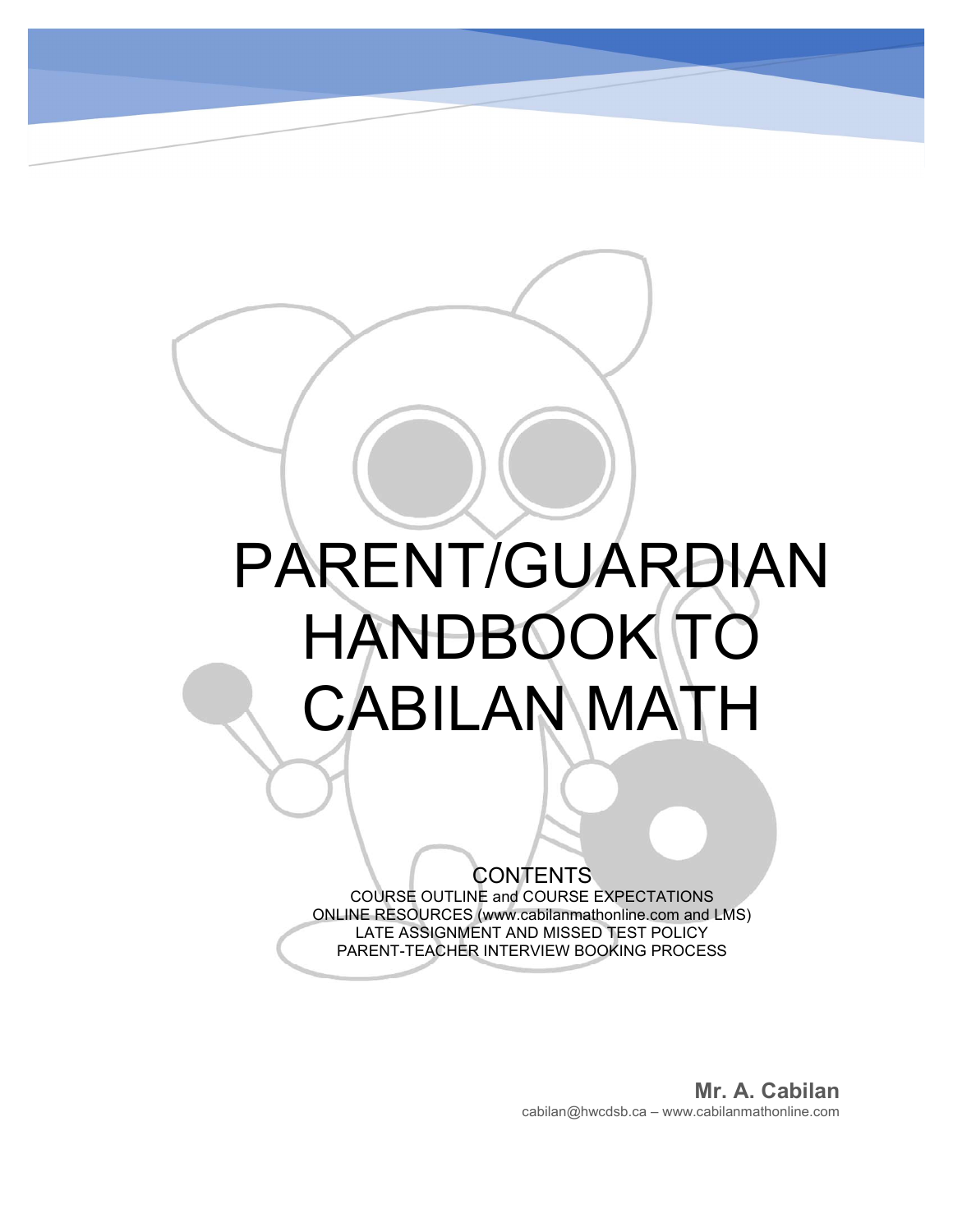# PARENT/GUARDIAN HANDBOOK TO CABILAN MATH

## CONTENTS

COURSE OUTLINE and COURSE EXPECTATIONS
ONLINE RESOURCES (www.cabilanmathonline.com and LMS)
LATE ASSIGNMENT AND MISSED TEST POLICY
PARENT-TEACHER INTERVIEW BOOKING PROCESS

**Mr. A. Cabilan**
cabilan@hwcdsb.ca – www.cabilanmathonline.com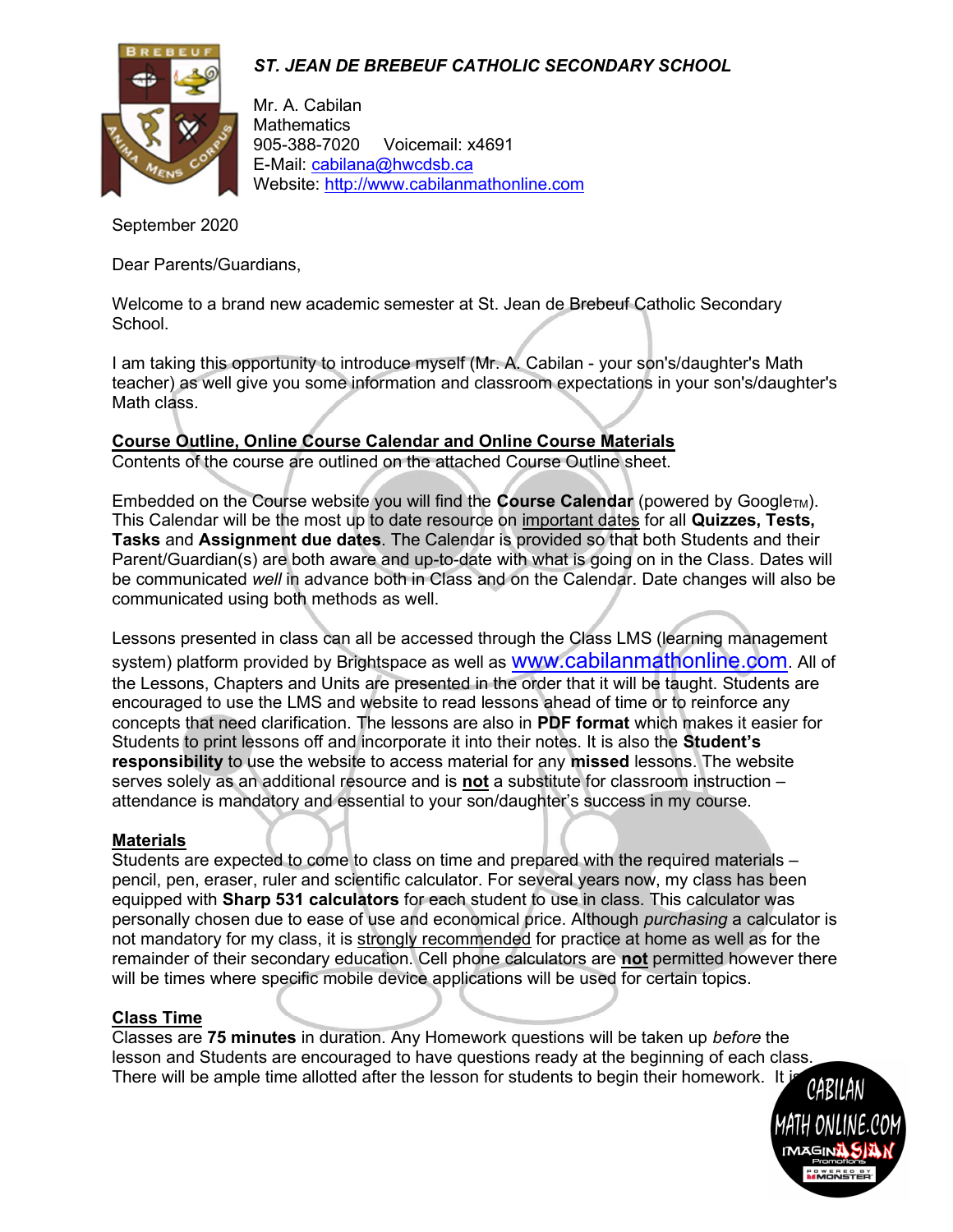*ST. JEAN DE BREBEUF CATHOLIC SECONDARY SCHOOL*

Mr. A. Cabilan
Mathematics
905-388-7020 Voicemail: x4691
E-Mail: cabilana@hwcdsb.ca
Website: http://www.cabilanmathonline.com

September 2020

Dear Parents/Guardians,

Welcome to a brand new academic semester at St. Jean de Brebeuf Catholic Secondary School.

I am taking this opportunity to introduce myself (Mr. A. Cabilan - your son's/daughter's Math teacher) as well give you some information and classroom expectations in your son's/daughter's Math class.

**Course Outline, Online Course Calendar and Online Course Materials**

Contents of the course are outlined on the attached Course Outline sheet.

Embedded on the Course website you will find the **Course Calendar** (powered by Google™). This Calendar will be the most up to date resource on important dates for all **Quizzes, Tests, Tasks** and **Assignment due dates**. The Calendar is provided so that both Students and their Parent/Guardian(s) are both aware and up-to-date with what is going on in the Class. Dates will be communicated *well* in advance both in Class and on the Calendar. Date changes will also be communicated using both methods as well.

Lessons presented in class can all be accessed through the Class LMS (learning management system) platform provided by Brightspace as well as www.cabilanmathonline.com. All of the Lessons, Chapters and Units are presented in the order that it will be taught. Students are encouraged to use the LMS and website to read lessons ahead of time or to reinforce any concepts that need clarification. The lessons are also in **PDF format** which makes it easier for Students to print lessons off and incorporate it into their notes. It is also the **Student's responsibility** to use the website to access material for any **missed** lessons. The website serves solely as an additional resource and is **not** a substitute for classroom instruction – attendance is mandatory and essential to your son/daughter's success in my course.

**Materials**

Students are expected to come to class on time and prepared with the required materials – pencil, pen, eraser, ruler and scientific calculator. For several years now, my class has been equipped with **Sharp 531 calculators** for each student to use in class. This calculator was personally chosen due to ease of use and economical price. Although *purchasing* a calculator is not mandatory for my class, it is strongly recommended for practice at home as well as for the remainder of their secondary education. Cell phone calculators are **not** permitted however there will be times where specific mobile device applications will be used for certain topics.

**Class Time**

Classes are **75 minutes** in duration. Any Homework questions will be taken up *before* the lesson and Students are encouraged to have questions ready at the beginning of each class. There will be ample time allotted after the lesson for students to begin their homework. It is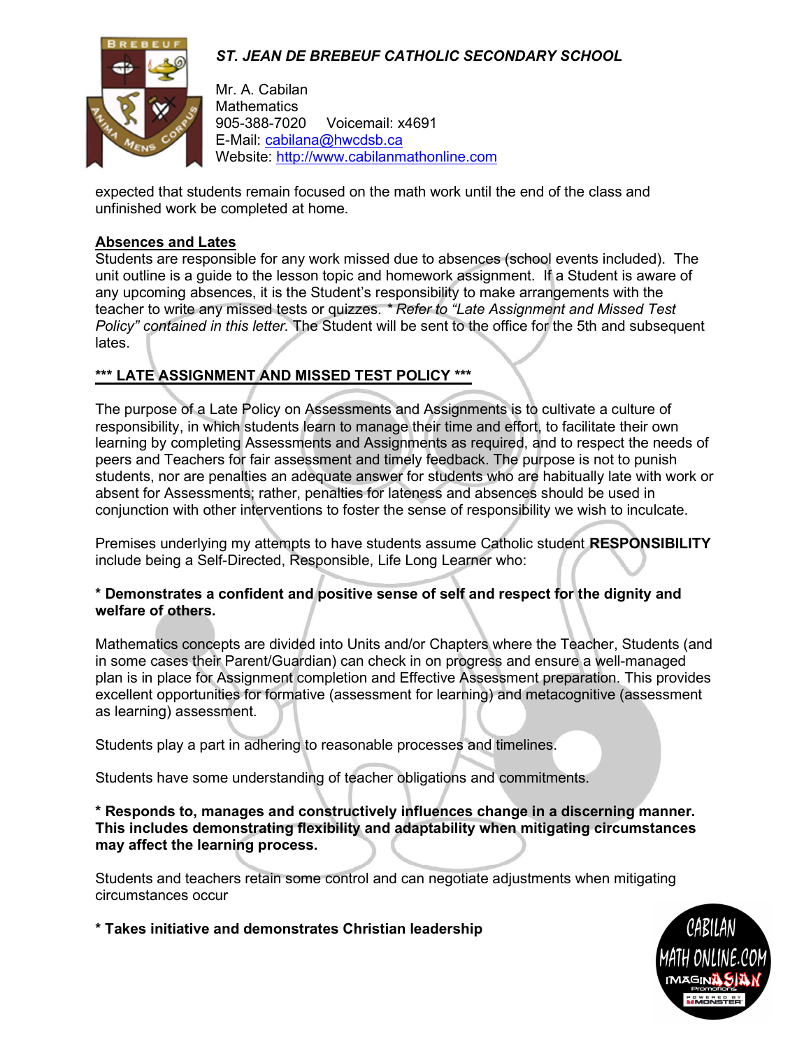expected that students remain focused on the math work until the end of the class and unfinished work be completed at home.

**Absences and Lates**

Students are responsible for any work missed due to absences (school events included). The unit outline is a guide to the lesson topic and homework assignment. If a Student is aware of any upcoming absences, it is the Student's responsibility to make arrangements with the teacher to write any missed tests or quizzes. *\* Refer to "Late Assignment and Missed Test Policy" contained in this letter.* The Student will be sent to the office for the 5th and subsequent lates.

**\*\*\* LATE ASSIGNMENT AND MISSED TEST POLICY \*\*\***

The purpose of a Late Policy on Assessments and Assignments is to cultivate a culture of responsibility, in which students learn to manage their time and effort, to facilitate their own learning by completing Assessments and Assignments as required, and to respect the needs of peers and Teachers for fair assessment and timely feedback. The purpose is not to punish students, nor are penalties an adequate answer for students who are habitually late with work or absent for Assessments; rather, penalties for lateness and absences should be used in conjunction with other interventions to foster the sense of responsibility we wish to inculcate.

Premises underlying my attempts to have students assume Catholic student **RESPONSIBILITY** include being a Self-Directed, Responsible, Life Long Learner who:

**\* Demonstrates a confident and positive sense of self and respect for the dignity and welfare of others.**

Mathematics concepts are divided into Units and/or Chapters where the Teacher, Students (and in some cases their Parent/Guardian) can check in on progress and ensure a well-managed plan is in place for Assignment completion and Effective Assessment preparation. This provides excellent opportunities for formative (assessment for learning) and metacognitive (assessment as learning) assessment.

Students play a part in adhering to reasonable processes and timelines.

Students have some understanding of teacher obligations and commitments.

**\* Responds to, manages and constructively influences change in a discerning manner. This includes demonstrating flexibility and adaptability when mitigating circumstances may affect the learning process.**

Students and teachers retain some control and can negotiate adjustments when mitigating circumstances occur

**\* Takes initiative and demonstrates Christian leadership**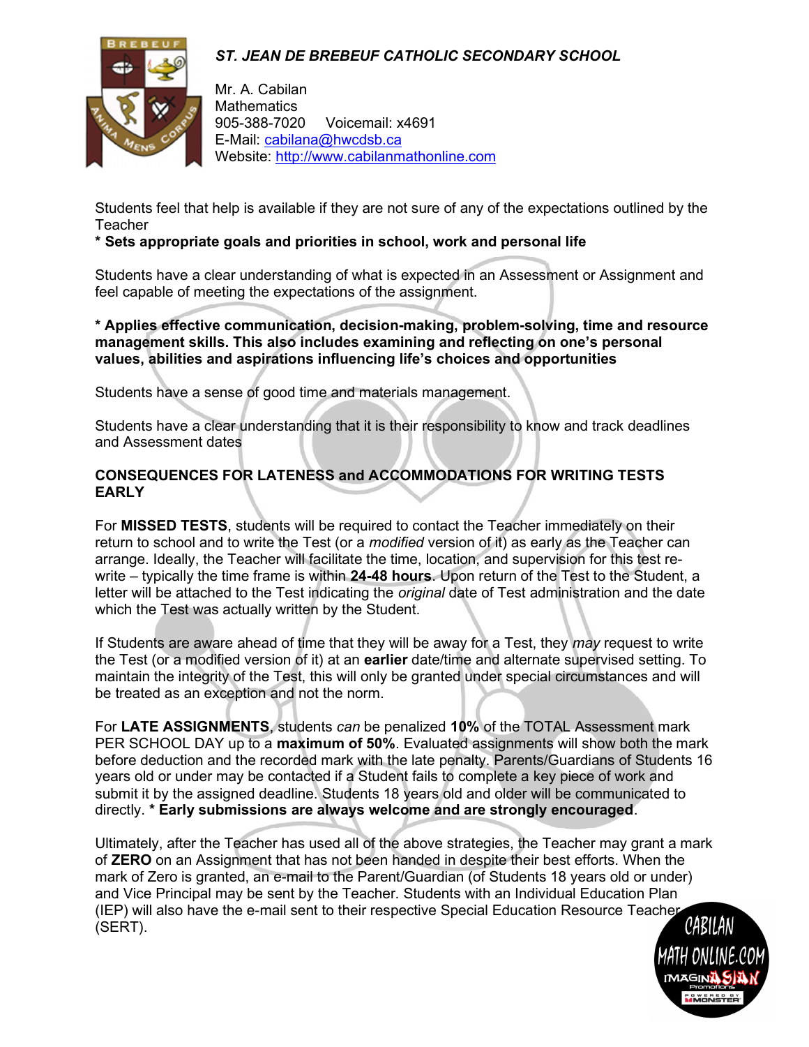*ST. JEAN DE BREBEUF CATHOLIC SECONDARY SCHOOL*

Mr. A. Cabilan
Mathematics
905-388-7020 Voicemail: x4691
E-Mail: cabilana@hwcdsb.ca
Website: http://www.cabilanmathonline.com

Students feel that help is available if they are not sure of any of the expectations outlined by the Teacher

**\* Sets appropriate goals and priorities in school, work and personal life**

Students have a clear understanding of what is expected in an Assessment or Assignment and feel capable of meeting the expectations of the assignment.

**\* Applies effective communication, decision-making, problem-solving, time and resource management skills. This also includes examining and reflecting on one's personal values, abilities and aspirations influencing life's choices and opportunities**

Students have a sense of good time and materials management.

Students have a clear understanding that it is their responsibility to know and track deadlines and Assessment dates

**CONSEQUENCES FOR LATENESS and ACCOMMODATIONS FOR WRITING TESTS EARLY**

For **MISSED TESTS**, students will be required to contact the Teacher immediately on their return to school and to write the Test (or a *modified* version of it) as early as the Teacher can arrange. Ideally, the Teacher will facilitate the time, location, and supervision for this test re-write – typically the time frame is within **24-48 hours**. Upon return of the Test to the Student, a letter will be attached to the Test indicating the *original* date of Test administration and the date which the Test was actually written by the Student.

If Students are aware ahead of time that they will be away for a Test, they *may* request to write the Test (or a modified version of it) at an **earlier** date/time and alternate supervised setting. To maintain the integrity of the Test, this will only be granted under special circumstances and will be treated as an exception and not the norm.

For **LATE ASSIGNMENTS**, students *can* be penalized **10%** of the TOTAL Assessment mark PER SCHOOL DAY up to a **maximum of 50%**. Evaluated assignments will show both the mark before deduction and the recorded mark with the late penalty. Parents/Guardians of Students 16 years old or under may be contacted if a Student fails to complete a key piece of work and submit it by the assigned deadline. Students 18 years old and older will be communicated to directly. **\* Early submissions are always welcome and are strongly encouraged**.

Ultimately, after the Teacher has used all of the above strategies, the Teacher may grant a mark of **ZERO** on an Assignment that has not been handed in despite their best efforts. When the mark of Zero is granted, an e-mail to the Parent/Guardian (of Students 18 years old or under) and Vice Principal may be sent by the Teacher. Students with an Individual Education Plan (IEP) will also have the e-mail sent to their respective Special Education Resource Teacher (SERT).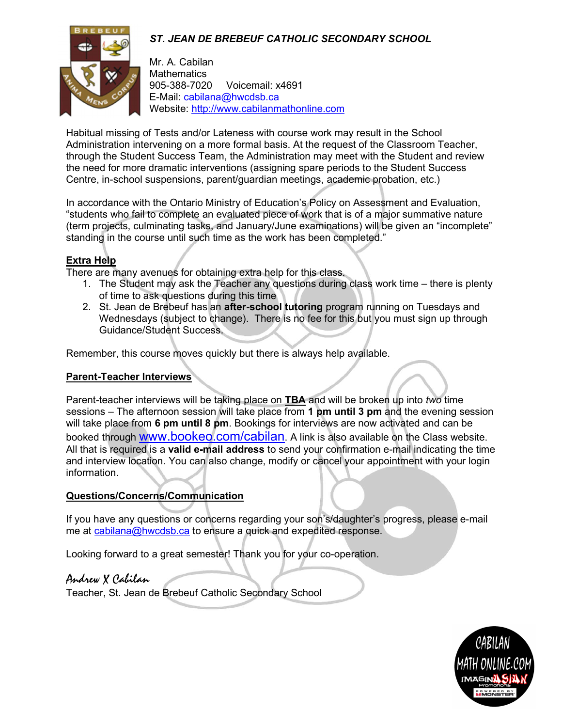### *ST. JEAN DE BREBEUF CATHOLIC SECONDARY SCHOOL*

Mr. A. Cabilan
Mathematics
905-388-7020 Voicemail: x4691
E-Mail: cabilana@hwcdsb.ca
Website: http://www.cabilanmathonline.com

Habitual missing of Tests and/or Lateness with course work may result in the School Administration intervening on a more formal basis. At the request of the Classroom Teacher, through the Student Success Team, the Administration may meet with the Student and review the need for more dramatic interventions (assigning spare periods to the Student Success Centre, in-school suspensions, parent/guardian meetings, academic probation, etc.)

In accordance with the Ontario Ministry of Education's Policy on Assessment and Evaluation, "students who fail to complete an evaluated piece of work that is of a major summative nature (term projects, culminating tasks, and January/June examinations) will be given an "incomplete" standing in the course until such time as the work has been completed."

**Extra Help**

There are many avenues for obtaining extra help for this class.

1. The Student may ask the Teacher any questions during class work time – there is plenty of time to ask questions during this time
2. St. Jean de Brebeuf has an **after-school tutoring** program running on Tuesdays and Wednesdays (subject to change). There is no fee for this but you must sign up through Guidance/Student Success.

Remember, this course moves quickly but there is always help available.

**Parent-Teacher Interviews**

Parent-teacher interviews will be taking place on **TBA** and will be broken up into *two* time sessions – The afternoon session will take place from **1 pm until 3 pm** and the evening session will take place from **6 pm until 8 pm**. Bookings for interviews are now activated and can be booked through www.bookeo.com/cabilan. A link is also available on the Class website. All that is required is a **valid e-mail address** to send your confirmation e-mail indicating the time and interview location. You can also change, modify or cancel your appointment with your login information.

**Questions/Concerns/Communication**

If you have any questions or concerns regarding your son's/daughter's progress, please e-mail me at cabilana@hwcdsb.ca to ensure a quick and expedited response.

Looking forward to a great semester! Thank you for your co-operation.

*Andrew X Cabilan*
Teacher, St. Jean de Brebeuf Catholic Secondary School